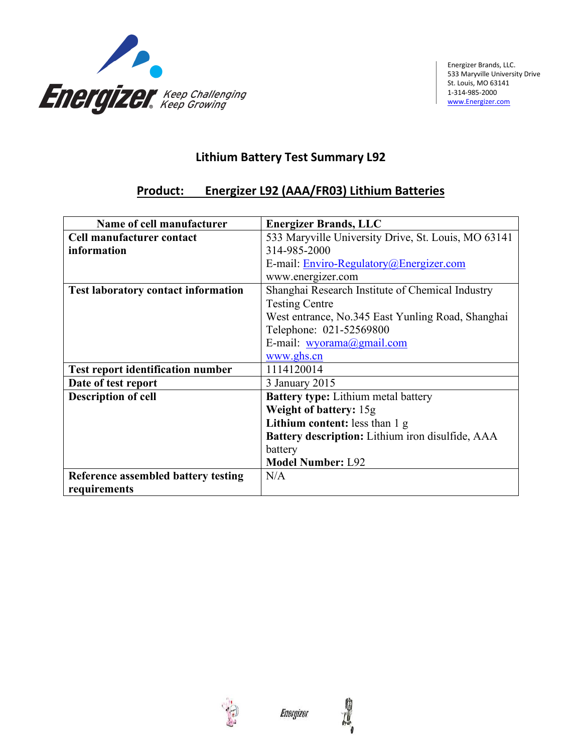Energizer Brands, LLC.
533 Maryville University Drive
St. Louis, MO 63141
1-314-985-2000
www.Energizer.com

# Lithium Battery Test Summary L92

## Product: Energizer L92 (AAA/FR03) Lithium Batteries

| Name of cell manufacturer | Energizer Brands, LLC |
|---|---|
| **Cell manufacturer contact information** | 533 Maryville University Drive, St. Louis, MO 63141<br>314-985-2000<br>E-mail: Enviro-Regulatory@Energizer.com<br>www.energizer.com |
| **Test laboratory contact information** | Shanghai Research Institute of Chemical Industry Testing Centre<br>West entrance, No.345 East Yunling Road, Shanghai<br>Telephone: 021-52569800<br>E-mail: wyorama@gmail.com<br>www.ghs.cn |
| **Test report identification number** | 1114120014 |
| **Date of test report** | 3 January 2015 |
| **Description of cell** | **Battery type:** Lithium metal battery<br>**Weight of battery:** 15g<br>**Lithium content:** less than 1 g<br>**Battery description:** Lithium iron disulfide, AAA battery<br>**Model Number:** L92 |
| **Reference assembled battery testing requirements** | N/A |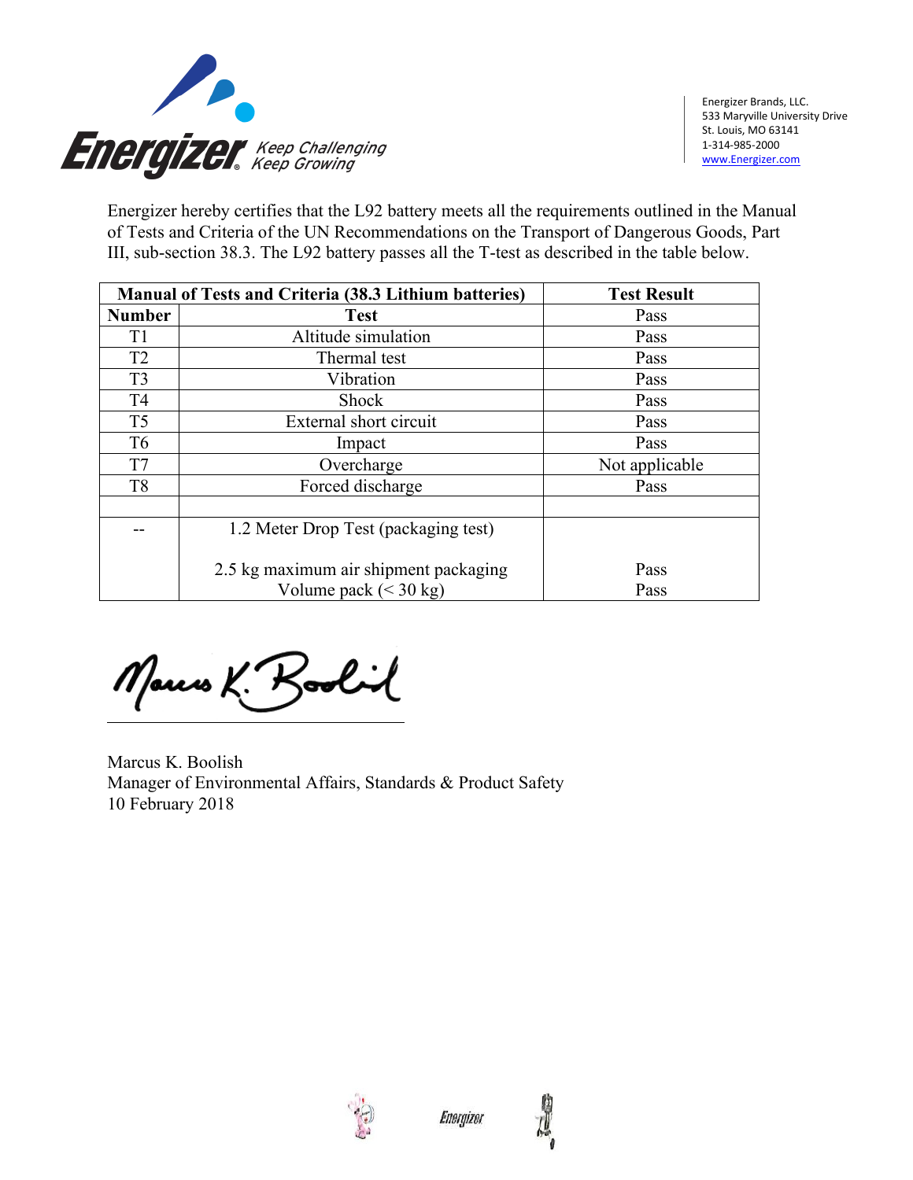Energizer Brands, LLC.
533 Maryville University Drive
St. Louis, MO 63141
1-314-985-2000
www.Energizer.com

Energizer hereby certifies that the L92 battery meets all the requirements outlined in the Manual of Tests and Criteria of the UN Recommendations on the Transport of Dangerous Goods, Part III, sub-section 38.3. The L92 battery passes all the T-test as described in the table below.

| **Manual of Tests and Criteria (38.3 Lithium batteries)** | | **Test Result** |
|---|---|---|
| **Number** | **Test** | Pass |
| T1 | Altitude simulation | Pass |
| T2 | Thermal test | Pass |
| T3 | Vibration | Pass |
| T4 | Shock | Pass |
| T5 | External short circuit | Pass |
| T6 | Impact | Pass |
| T7 | Overcharge | Not applicable |
| T8 | Forced discharge | Pass |
| | | |
| -- | 1.2 Meter Drop Test (packaging test)<br><br>2.5 kg maximum air shipment packaging<br>Volume pack (< 30 kg) | <br><br>Pass<br>Pass |

Marcus K. Boolish
Manager of Environmental Affairs, Standards & Product Safety
10 February 2018